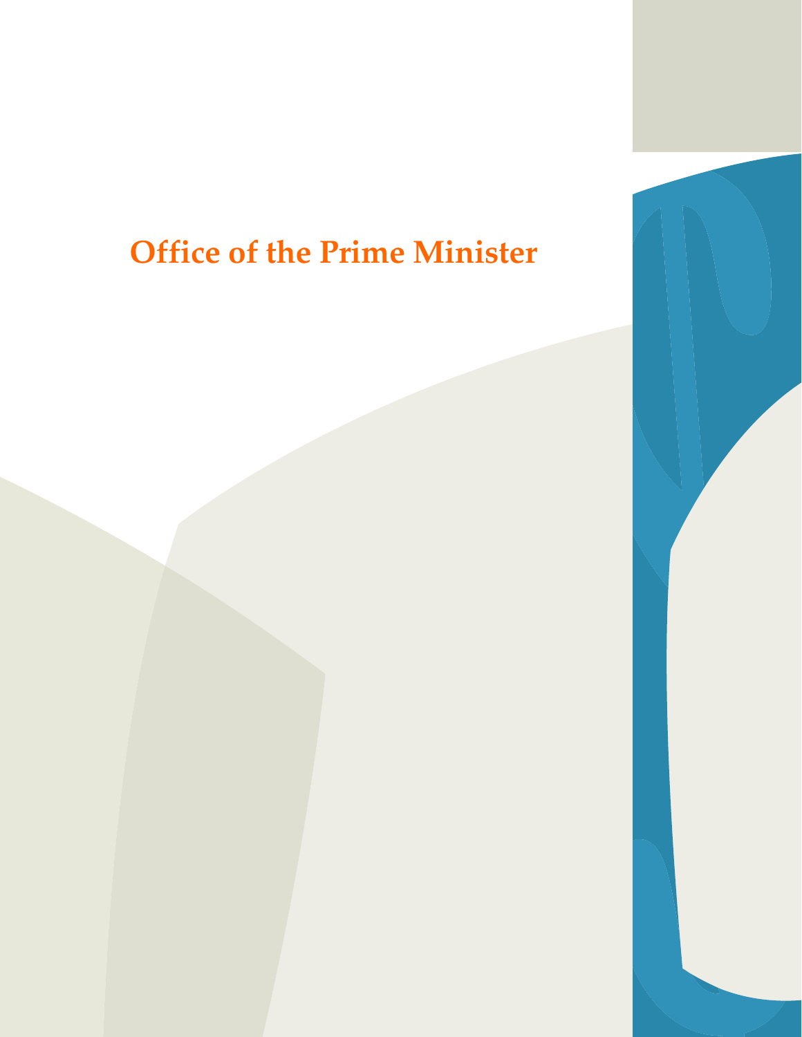# Office of the Prime Minister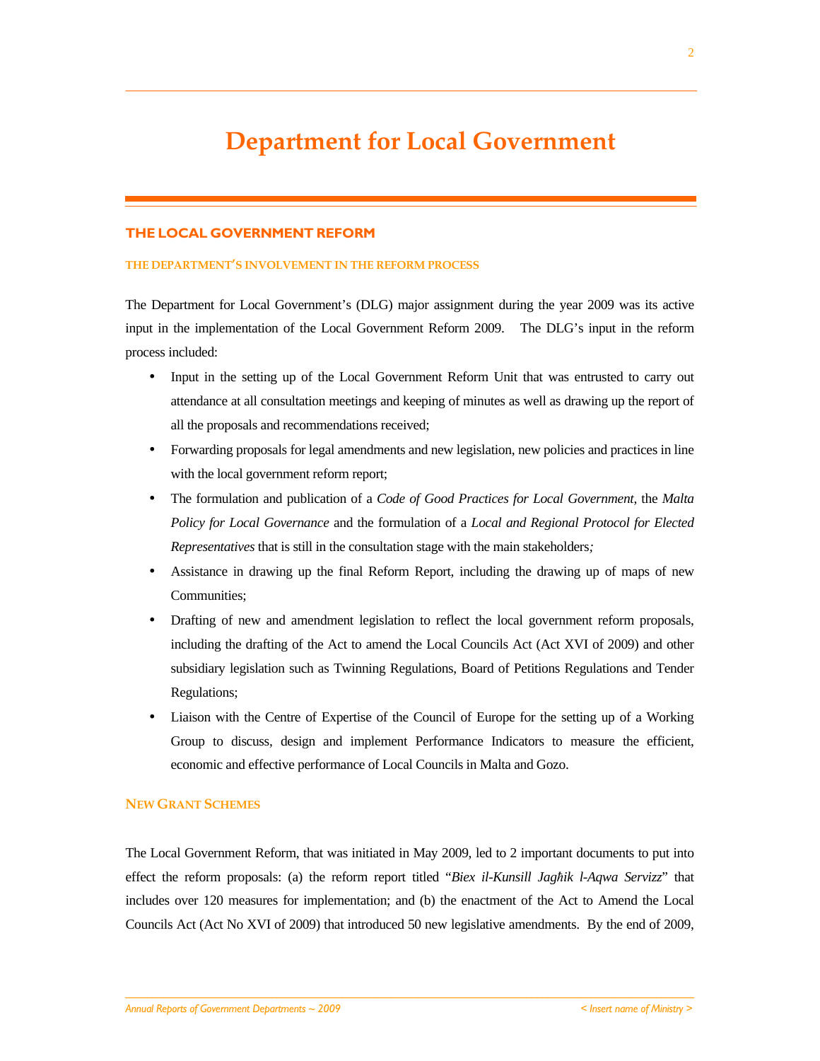# Department for Local Government

## THE LOCAL GOVERNMENT REFORM

### THE DEPARTMENT'S INVOLVEMENT IN THE REFORM PROCESS

The Department for Local Government's (DLG) major assignment during the year 2009 was its active input in the implementation of the Local Government Reform 2009. The DLG's input in the reform process included:

- Input in the setting up of the Local Government Reform Unit that was entrusted to carry out attendance at all consultation meetings and keeping of minutes as well as drawing up the report of all the proposals and recommendations received;
- Forwarding proposals for legal amendments and new legislation, new policies and practices in line with the local government reform report;
- The formulation and publication of a *Code of Good Practices for Local Government*, the *Malta Policy for Local Governance* and the formulation of a *Local and Regional Protocol for Elected Representatives* that is still in the consultation stage with the main stakeholders*;*
- Assistance in drawing up the final Reform Report, including the drawing up of maps of new Communities;
- Drafting of new and amendment legislation to reflect the local government reform proposals, including the drafting of the Act to amend the Local Councils Act (Act XVI of 2009) and other subsidiary legislation such as Twinning Regulations, Board of Petitions Regulations and Tender Regulations;
- Liaison with the Centre of Expertise of the Council of Europe for the setting up of a Working Group to discuss, design and implement Performance Indicators to measure the efficient, economic and effective performance of Local Councils in Malta and Gozo.

### NEW GRANT SCHEMES

The Local Government Reform, that was initiated in May 2009, led to 2 important documents to put into effect the reform proposals: (a) the reform report titled "*Biex il-Kunsill Jagħik l-Aqwa Servizz*" that includes over 120 measures for implementation; and (b) the enactment of the Act to Amend the Local Councils Act (Act No XVI of 2009) that introduced 50 new legislative amendments. By the end of 2009,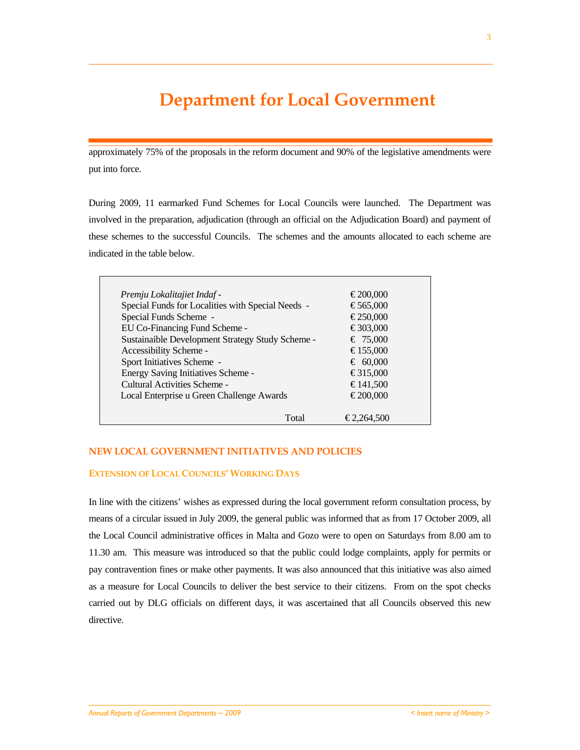approximately 75% of the proposals in the reform document and 90% of the legislative amendments were put into force.

During 2009, 11 earmarked Fund Schemes for Local Councils were launched. The Department was involved in the preparation, adjudication (through an official on the Adjudication Board) and payment of these schemes to the successful Councils. The schemes and the amounts allocated to each scheme are indicated in the table below.

| | |
|---|---|
| *Premju Lokalitajiet Indaf* - | € 200,000 |
| Special Funds for Localities with Special Needs - | € 565,000 |
| Special Funds Scheme - | € 250,000 |
| EU Co-Financing Fund Scheme - | € 303,000 |
| Sustainaible Development Strategy Study Scheme - | € 75,000 |
| Accessibility Scheme - | € 155,000 |
| Sport Initiatives Scheme - | € 60,000 |
| Energy Saving Initiatives Scheme - | € 315,000 |
| Cultural Activities Scheme - | € 141,500 |
| Local Enterprise u Green Challenge Awards | € 200,000 |
| Total | € 2,264,500 |

## NEW LOCAL GOVERNMENT INITIATIVES AND POLICIES

### EXTENSION OF LOCAL COUNCILS' WORKING DAYS

In line with the citizens' wishes as expressed during the local government reform consultation process, by means of a circular issued in July 2009, the general public was informed that as from 17 October 2009, all the Local Council administrative offices in Malta and Gozo were to open on Saturdays from 8.00 am to 11.30 am. This measure was introduced so that the public could lodge complaints, apply for permits or pay contravention fines or make other payments. It was also announced that this initiative was also aimed as a measure for Local Councils to deliver the best service to their citizens. From on the spot checks carried out by DLG officials on different days, it was ascertained that all Councils observed this new directive.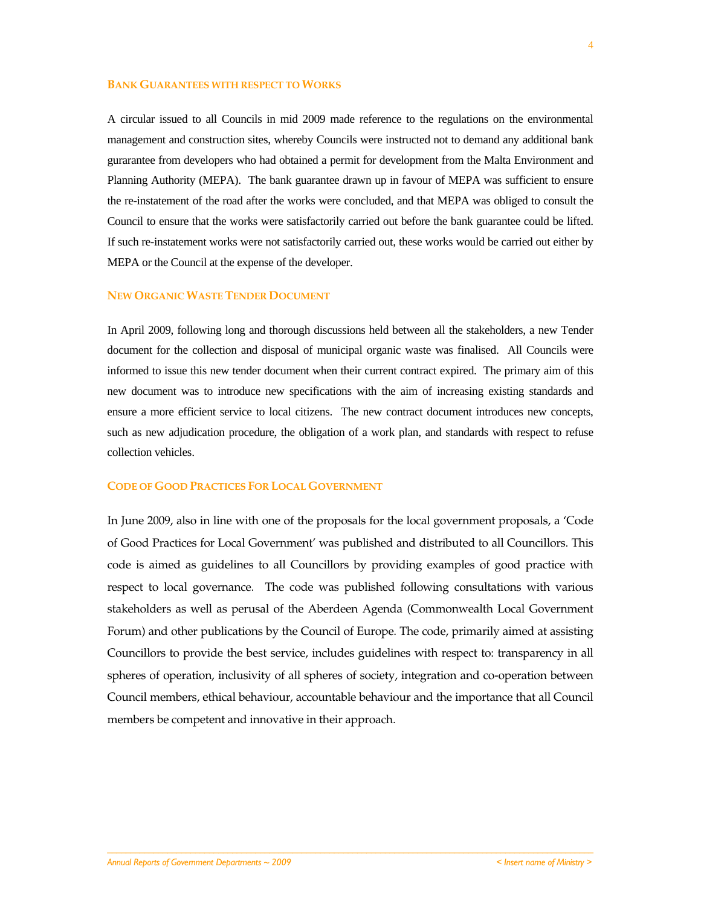### BANK GUARANTEES WITH RESPECT TO WORKS

A circular issued to all Councils in mid 2009 made reference to the regulations on the environmental management and construction sites, whereby Councils were instructed not to demand any additional bank gurarantee from developers who had obtained a permit for development from the Malta Environment and Planning Authority (MEPA). The bank guarantee drawn up in favour of MEPA was sufficient to ensure the re-instatement of the road after the works were concluded, and that MEPA was obliged to consult the Council to ensure that the works were satisfactorily carried out before the bank guarantee could be lifted. If such re-instatement works were not satisfactorily carried out, these works would be carried out either by MEPA or the Council at the expense of the developer.

### NEW ORGANIC WASTE TENDER DOCUMENT

In April 2009, following long and thorough discussions held between all the stakeholders, a new Tender document for the collection and disposal of municipal organic waste was finalised. All Councils were informed to issue this new tender document when their current contract expired. The primary aim of this new document was to introduce new specifications with the aim of increasing existing standards and ensure a more efficient service to local citizens. The new contract document introduces new concepts, such as new adjudication procedure, the obligation of a work plan, and standards with respect to refuse collection vehicles.

### CODE OF GOOD PRACTICES FOR LOCAL GOVERNMENT

In June 2009, also in line with one of the proposals for the local government proposals, a 'Code of Good Practices for Local Government' was published and distributed to all Councillors. This code is aimed as guidelines to all Councillors by providing examples of good practice with respect to local governance. The code was published following consultations with various stakeholders as well as perusal of the Aberdeen Agenda (Commonwealth Local Government Forum) and other publications by the Council of Europe. The code, primarily aimed at assisting Councillors to provide the best service, includes guidelines with respect to: transparency in all spheres of operation, inclusivity of all spheres of society, integration and co-operation between Council members, ethical behaviour, accountable behaviour and the importance that all Council members be competent and innovative in their approach.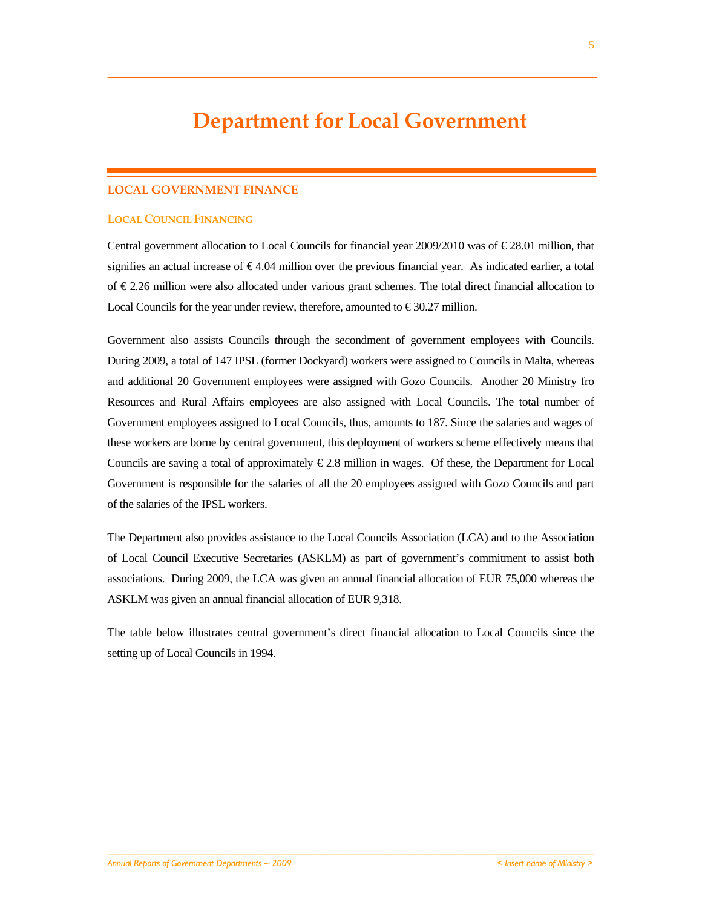# Department for Local Government

## LOCAL GOVERNMENT FINANCE

### LOCAL COUNCIL FINANCING

Central government allocation to Local Councils for financial year 2009/2010 was of € 28.01 million, that signifies an actual increase of € 4.04 million over the previous financial year. As indicated earlier, a total of € 2.26 million were also allocated under various grant schemes. The total direct financial allocation to Local Councils for the year under review, therefore, amounted to € 30.27 million.

Government also assists Councils through the secondment of government employees with Councils. During 2009, a total of 147 IPSL (former Dockyard) workers were assigned to Councils in Malta, whereas and additional 20 Government employees were assigned with Gozo Councils. Another 20 Ministry fro Resources and Rural Affairs employees are also assigned with Local Councils. The total number of Government employees assigned to Local Councils, thus, amounts to 187. Since the salaries and wages of these workers are borne by central government, this deployment of workers scheme effectively means that Councils are saving a total of approximately € 2.8 million in wages. Of these, the Department for Local Government is responsible for the salaries of all the 20 employees assigned with Gozo Councils and part of the salaries of the IPSL workers.

The Department also provides assistance to the Local Councils Association (LCA) and to the Association of Local Council Executive Secretaries (ASKLM) as part of government's commitment to assist both associations. During 2009, the LCA was given an annual financial allocation of EUR 75,000 whereas the ASKLM was given an annual financial allocation of EUR 9,318.

The table below illustrates central government's direct financial allocation to Local Councils since the setting up of Local Councils in 1994.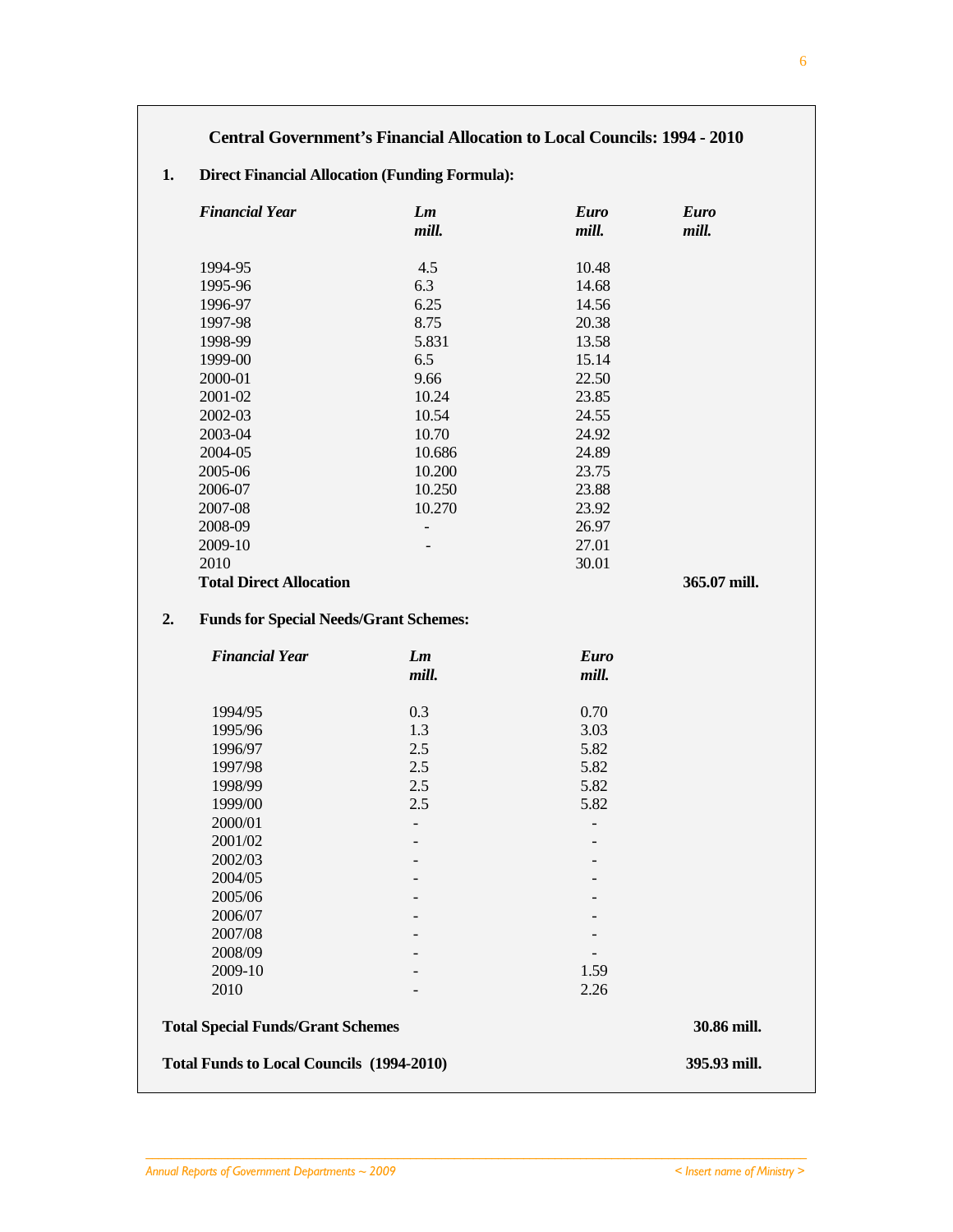## Central Government's Financial Allocation to Local Councils: 1994 - 2010

### 1. Direct Financial Allocation (Funding Formula):

| *Financial Year* | *Lm mill.* | *Euro mill.* | *Euro mill.* |
|---|---|---|---|
| 1994-95 | 4.5 | 10.48 | |
| 1995-96 | 6.3 | 14.68 | |
| 1996-97 | 6.25 | 14.56 | |
| 1997-98 | 8.75 | 20.38 | |
| 1998-99 | 5.831 | 13.58 | |
| 1999-00 | 6.5 | 15.14 | |
| 2000-01 | 9.66 | 22.50 | |
| 2001-02 | 10.24 | 23.85 | |
| 2002-03 | 10.54 | 24.55 | |
| 2003-04 | 10.70 | 24.92 | |
| 2004-05 | 10.686 | 24.89 | |
| 2005-06 | 10.200 | 23.75 | |
| 2006-07 | 10.250 | 23.88 | |
| 2007-08 | 10.270 | 23.92 | |
| 2008-09 | - | 26.97 | |
| 2009-10 | - | 27.01 | |
| 2010 | | 30.01 | |
| **Total Direct Allocation** | | | **365.07 mill.** |

### 2. Funds for Special Needs/Grant Schemes:

| *Financial Year* | *Lm mill.* | *Euro mill.* |
|---|---|---|
| 1994/95 | 0.3 | 0.70 |
| 1995/96 | 1.3 | 3.03 |
| 1996/97 | 2.5 | 5.82 |
| 1997/98 | 2.5 | 5.82 |
| 1998/99 | 2.5 | 5.82 |
| 1999/00 | 2.5 | 5.82 |
| 2000/01 | - | - |
| 2001/02 | - | - |
| 2002/03 | - | - |
| 2004/05 | - | - |
| 2005/06 | - | - |
| 2006/07 | - | - |
| 2007/08 | - | - |
| 2008/09 | - | - |
| 2009-10 | - | 1.59 |
| 2010 | - | 2.26 |

**Total Special Funds/Grant Schemes** **30.86 mill.**

**Total Funds to Local Councils (1994-2010)** **395.93 mill.**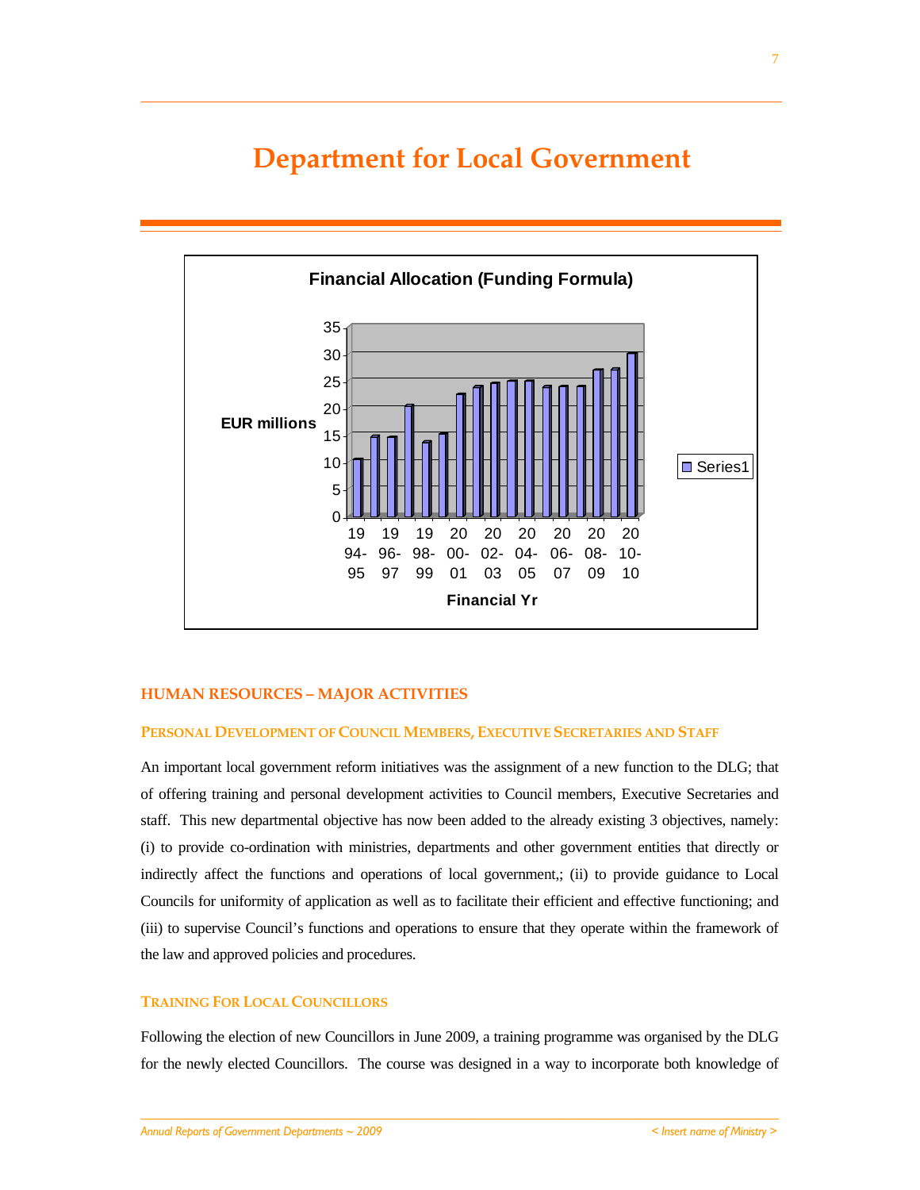# Department for Local Government

Financial Allocation (Funding Formula)

EUR millions

35
30
25
20
15
10
5
0

19 94-95
19 96-97
19 98-99
20 00-01
20 02-03
20 04-05
20 06-07
20 08-09
20 10-10

Financial Yr

Series1

## HUMAN RESOURCES – MAJOR ACTIVITIES

### PERSONAL DEVELOPMENT OF COUNCIL MEMBERS, EXECUTIVE SECRETARIES AND STAFF

An important local government reform initiatives was the assignment of a new function to the DLG; that of offering training and personal development activities to Council members, Executive Secretaries and staff. This new departmental objective has now been added to the already existing 3 objectives, namely: (i) to provide co-ordination with ministries, departments and other government entities that directly or indirectly affect the functions and operations of local government,; (ii) to provide guidance to Local Councils for uniformity of application as well as to facilitate their efficient and effective functioning; and (iii) to supervise Council's functions and operations to ensure that they operate within the framework of the law and approved policies and procedures.

### TRAINING FOR LOCAL COUNCILLORS

Following the election of new Councillors in June 2009, a training programme was organised by the DLG for the newly elected Councillors. The course was designed in a way to incorporate both knowledge of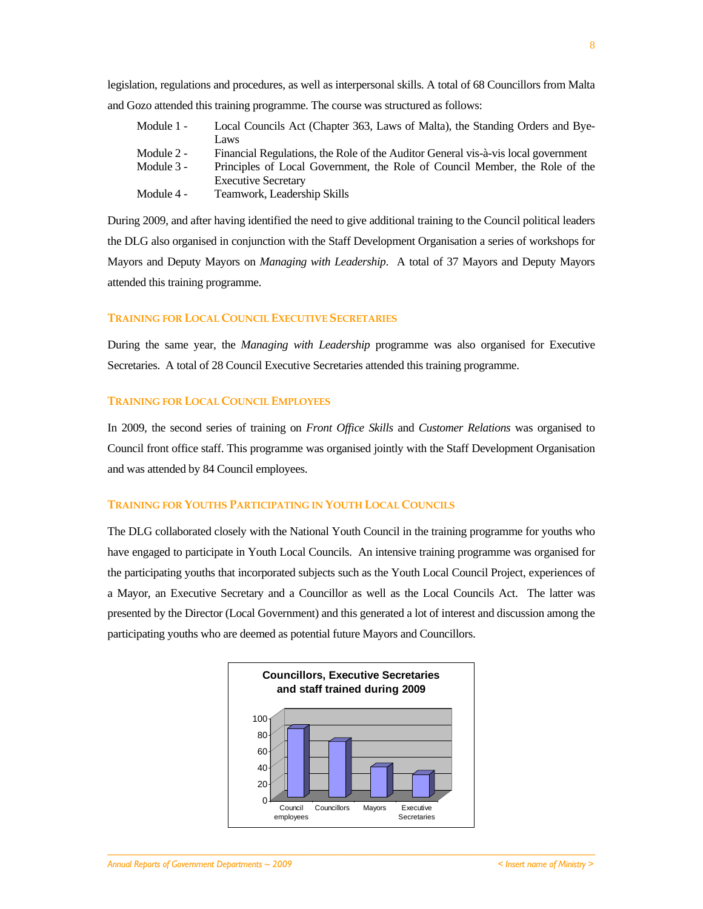legislation, regulations and procedures, as well as interpersonal skills. A total of 68 Councillors from Malta and Gozo attended this training programme. The course was structured as follows:

| | |
|---|---|
| Module 1 - | Local Councils Act (Chapter 363, Laws of Malta), the Standing Orders and Bye-Laws |
| Module 2 - | Financial Regulations, the Role of the Auditor General vis-à-vis local government |
| Module 3 - | Principles of Local Government, the Role of Council Member, the Role of the Executive Secretary |
| Module 4 - | Teamwork, Leadership Skills |

During 2009, and after having identified the need to give additional training to the Council political leaders the DLG also organised in conjunction with the Staff Development Organisation a series of workshops for Mayors and Deputy Mayors on *Managing with Leadership*. A total of 37 Mayors and Deputy Mayors attended this training programme.

### Training for Local Council Executive Secretaries

During the same year, the *Managing with Leadership* programme was also organised for Executive Secretaries. A total of 28 Council Executive Secretaries attended this training programme.

### Training for Local Council Employees

In 2009, the second series of training on *Front Office Skills* and *Customer Relations* was organised to Council front office staff. This programme was organised jointly with the Staff Development Organisation and was attended by 84 Council employees.

### Training for Youths Participating in Youth Local Councils

The DLG collaborated closely with the National Youth Council in the training programme for youths who have engaged to participate in Youth Local Councils. An intensive training programme was organised for the participating youths that incorporated subjects such as the Youth Local Council Project, experiences of a Mayor, an Executive Secretary and a Councillor as well as the Local Councils Act. The latter was presented by the Director (Local Government) and this generated a lot of interest and discussion among the participating youths who are deemed as potential future Mayors and Councillors.

**Councillors, Executive Secretaries and staff trained during 2009**

100
80
60
40
20
0

Council employees
Councillors
Mayors
Executive Secretaries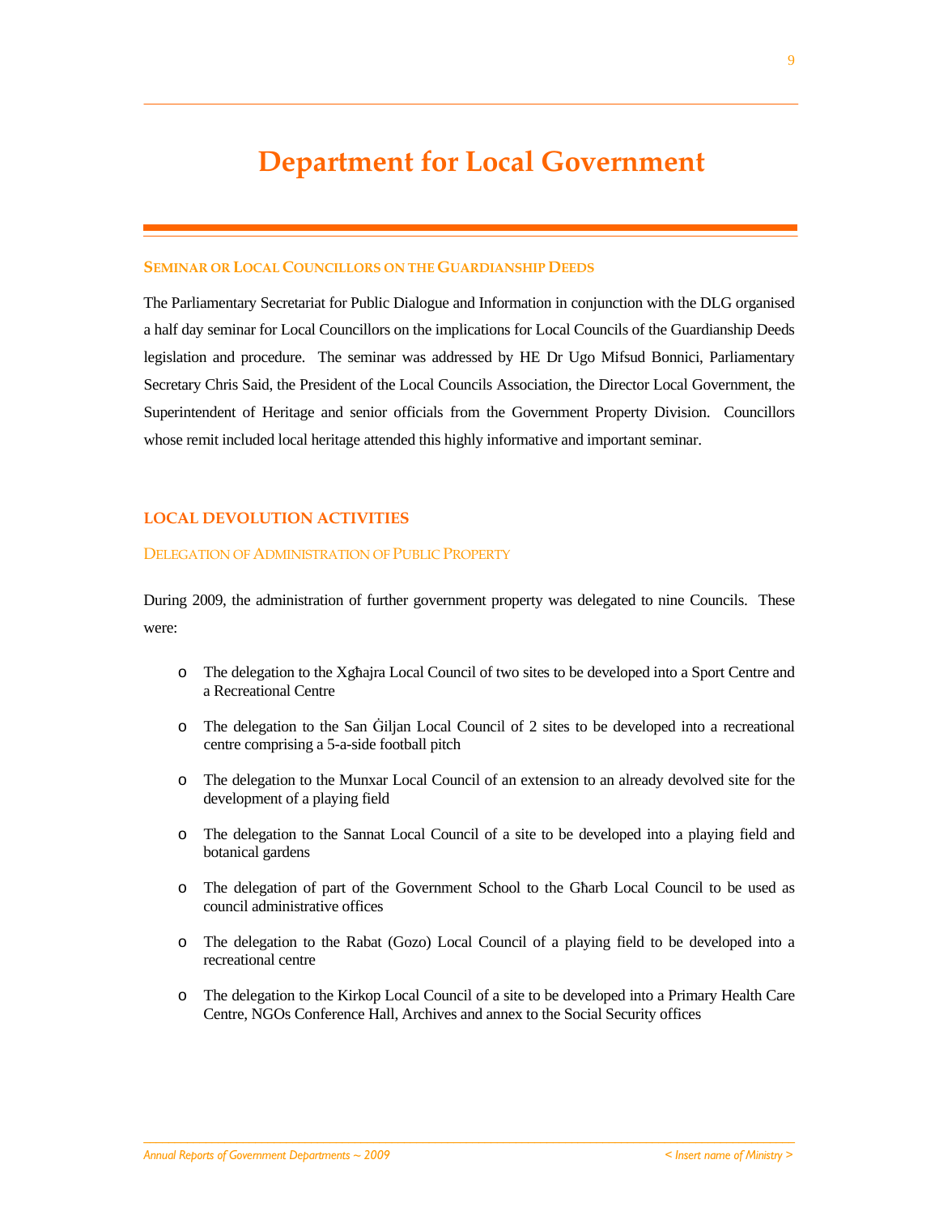# Department for Local Government

### Seminar or Local Councillors on the Guardianship Deeds

The Parliamentary Secretariat for Public Dialogue and Information in conjunction with the DLG organised a half day seminar for Local Councillors on the implications for Local Councils of the Guardianship Deeds legislation and procedure. The seminar was addressed by HE Dr Ugo Mifsud Bonnici, Parliamentary Secretary Chris Said, the President of the Local Councils Association, the Director Local Government, the Superintendent of Heritage and senior officials from the Government Property Division. Councillors whose remit included local heritage attended this highly informative and important seminar.

## LOCAL DEVOLUTION ACTIVITIES

### Delegation of Administration of Public Property

During 2009, the administration of further government property was delegated to nine Councils. These were:

- The delegation to the Xgħajra Local Council of two sites to be developed into a Sport Centre and a Recreational Centre
- The delegation to the San Ġiljan Local Council of 2 sites to be developed into a recreational centre comprising a 5-a-side football pitch
- The delegation to the Munxar Local Council of an extension to an already devolved site for the development of a playing field
- The delegation to the Sannat Local Council of a site to be developed into a playing field and botanical gardens
- The delegation of part of the Government School to the Għarb Local Council to be used as council administrative offices
- The delegation to the Rabat (Gozo) Local Council of a playing field to be developed into a recreational centre
- The delegation to the Kirkop Local Council of a site to be developed into a Primary Health Care Centre, NGOs Conference Hall, Archives and annex to the Social Security offices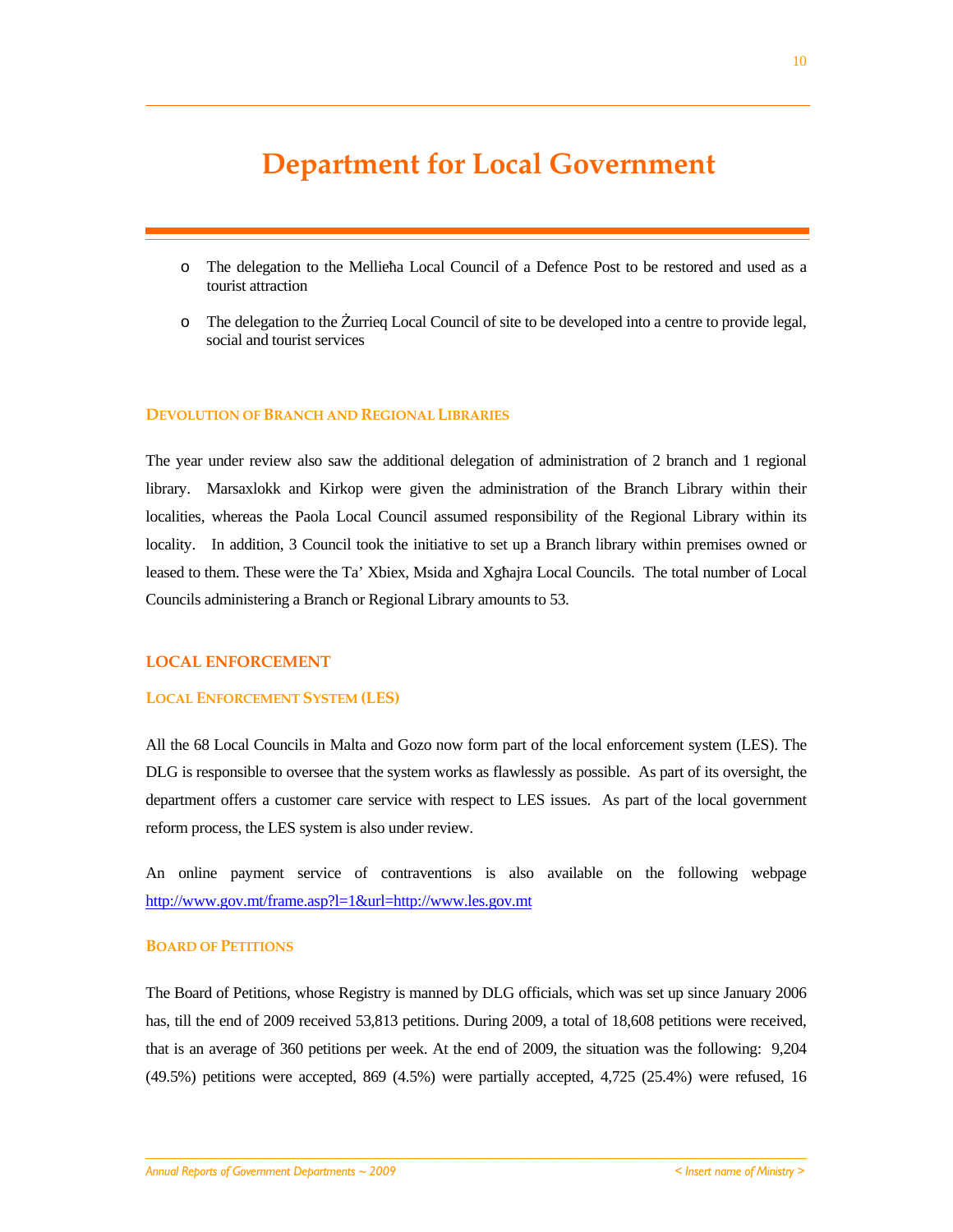# Department for Local Government

- The delegation to the Mellieħa Local Council of a Defence Post to be restored and used as a tourist attraction
- The delegation to the Żurrieq Local Council of site to be developed into a centre to provide legal, social and tourist services

### Devolution of Branch and Regional Libraries

The year under review also saw the additional delegation of administration of 2 branch and 1 regional library. Marsaxlokk and Kirkop were given the administration of the Branch Library within their localities, whereas the Paola Local Council assumed responsibility of the Regional Library within its locality. In addition, 3 Council took the initiative to set up a Branch library within premises owned or leased to them. These were the Ta' Xbiex, Msida and Xgħajra Local Councils. The total number of Local Councils administering a Branch or Regional Library amounts to 53.

## LOCAL ENFORCEMENT

### Local Enforcement System (LES)

All the 68 Local Councils in Malta and Gozo now form part of the local enforcement system (LES). The DLG is responsible to oversee that the system works as flawlessly as possible. As part of its oversight, the department offers a customer care service with respect to LES issues. As part of the local government reform process, the LES system is also under review.

An online payment service of contraventions is also available on the following webpage http://www.gov.mt/frame.asp?l=1&url=http://www.les.gov.mt

### Board of Petitions

The Board of Petitions, whose Registry is manned by DLG officials, which was set up since January 2006 has, till the end of 2009 received 53,813 petitions. During 2009, a total of 18,608 petitions were received, that is an average of 360 petitions per week. At the end of 2009, the situation was the following: 9,204 (49.5%) petitions were accepted, 869 (4.5%) were partially accepted, 4,725 (25.4%) were refused, 16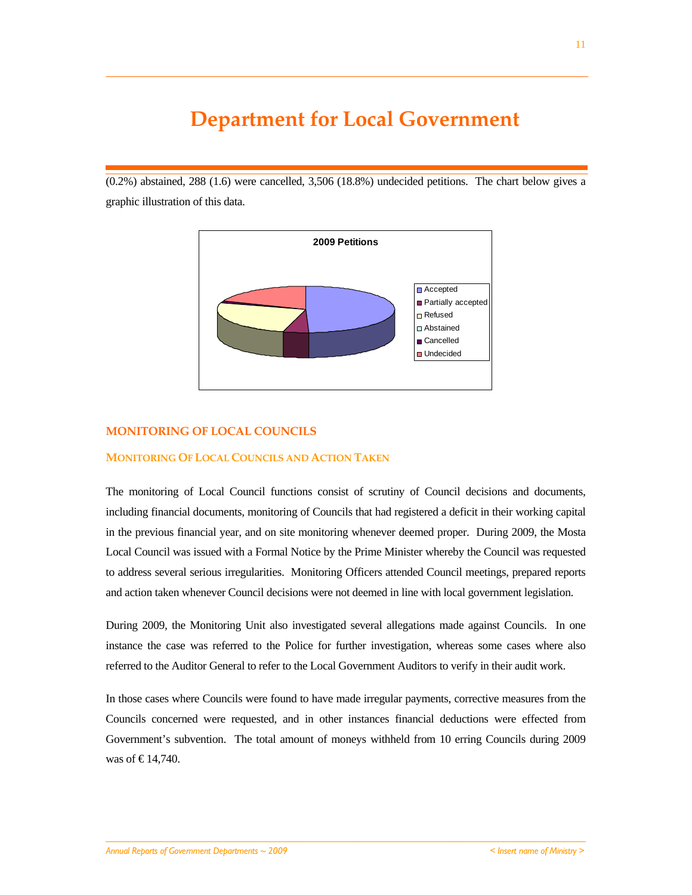# Department for Local Government

(0.2%) abstained, 288 (1.6) were cancelled, 3,506 (18.8%) undecided petitions. The chart below gives a graphic illustration of this data.

2009 Petitions

Accepted
Partially accepted
Refused
Abstained
Cancelled
Undecided

## MONITORING OF LOCAL COUNCILS

### MONITORING OF LOCAL COUNCILS AND ACTION TAKEN

The monitoring of Local Council functions consist of scrutiny of Council decisions and documents, including financial documents, monitoring of Councils that had registered a deficit in their working capital in the previous financial year, and on site monitoring whenever deemed proper. During 2009, the Mosta Local Council was issued with a Formal Notice by the Prime Minister whereby the Council was requested to address several serious irregularities. Monitoring Officers attended Council meetings, prepared reports and action taken whenever Council decisions were not deemed in line with local government legislation.

During 2009, the Monitoring Unit also investigated several allegations made against Councils. In one instance the case was referred to the Police for further investigation, whereas some cases where also referred to the Auditor General to refer to the Local Government Auditors to verify in their audit work.

In those cases where Councils were found to have made irregular payments, corrective measures from the Councils concerned were requested, and in other instances financial deductions were effected from Government's subvention. The total amount of moneys withheld from 10 erring Councils during 2009 was of € 14,740.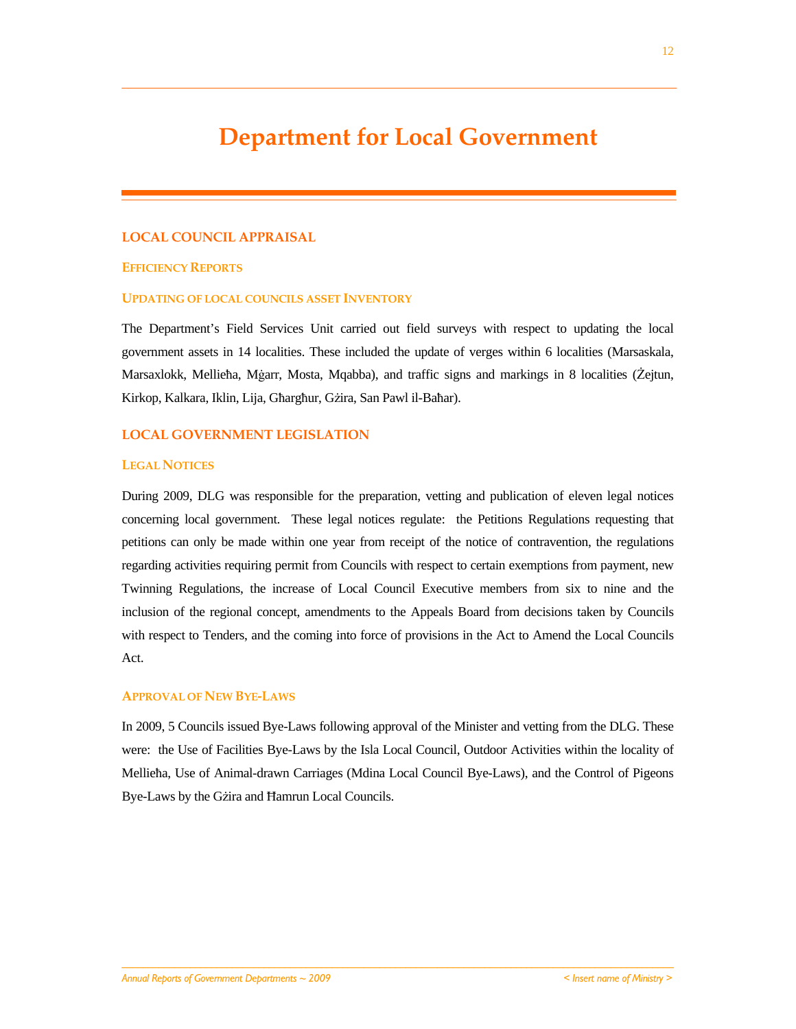# Department for Local Government

## LOCAL COUNCIL APPRAISAL

### Efficiency Reports

### Updating of local councils asset Inventory

The Department's Field Services Unit carried out field surveys with respect to updating the local government assets in 14 localities. These included the update of verges within 6 localities (Marsaskala, Marsaxlokk, Mellieħa, Mġarr, Mosta, Mqabba), and traffic signs and markings in 8 localities (Żejtun, Kirkop, Kalkara, Iklin, Lija, Għargħur, Gżira, San Pawl il-Baħar).

## LOCAL GOVERNMENT LEGISLATION

### Legal Notices

During 2009, DLG was responsible for the preparation, vetting and publication of eleven legal notices concerning local government. These legal notices regulate: the Petitions Regulations requesting that petitions can only be made within one year from receipt of the notice of contravention, the regulations regarding activities requiring permit from Councils with respect to certain exemptions from payment, new Twinning Regulations, the increase of Local Council Executive members from six to nine and the inclusion of the regional concept, amendments to the Appeals Board from decisions taken by Councils with respect to Tenders, and the coming into force of provisions in the Act to Amend the Local Councils Act.

### Approval of New Bye-Laws

In 2009, 5 Councils issued Bye-Laws following approval of the Minister and vetting from the DLG. These were: the Use of Facilities Bye-Laws by the Isla Local Council, Outdoor Activities within the locality of Mellieħa, Use of Animal-drawn Carriages (Mdina Local Council Bye-Laws), and the Control of Pigeons Bye-Laws by the Gżira and Ħamrun Local Councils.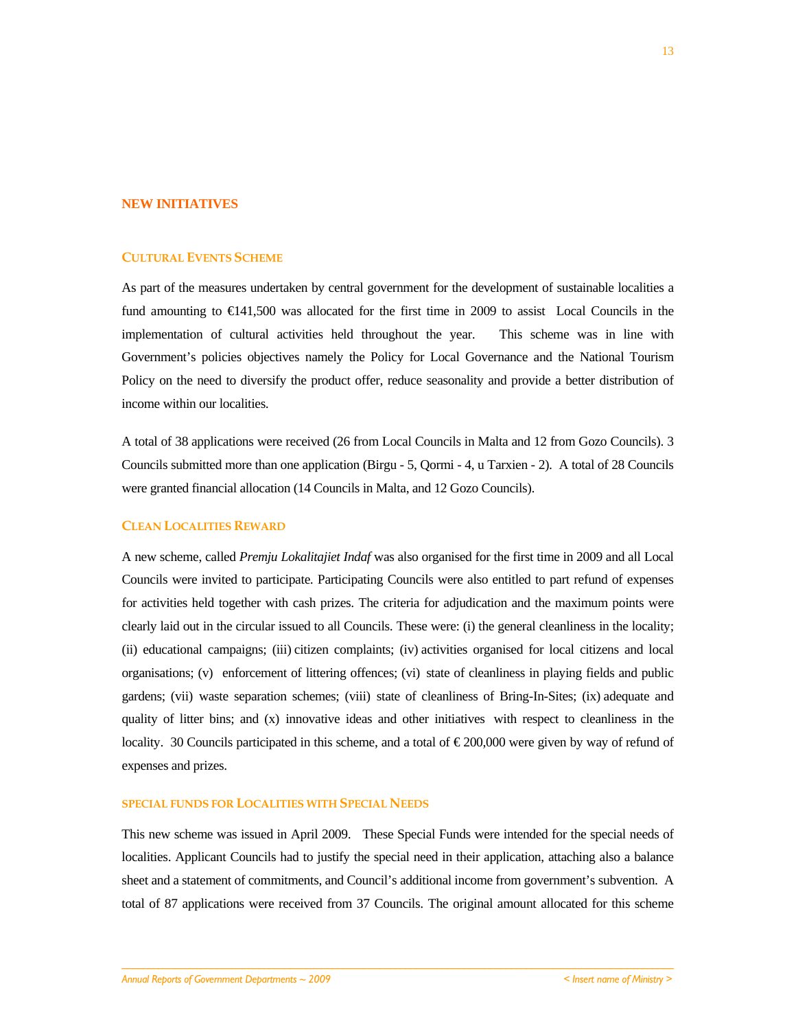## NEW INITIATIVES

### CULTURAL EVENTS SCHEME

As part of the measures undertaken by central government for the development of sustainable localities a fund amounting to €141,500 was allocated for the first time in 2009 to assist Local Councils in the implementation of cultural activities held throughout the year. This scheme was in line with Government's policies objectives namely the Policy for Local Governance and the National Tourism Policy on the need to diversify the product offer, reduce seasonality and provide a better distribution of income within our localities.

A total of 38 applications were received (26 from Local Councils in Malta and 12 from Gozo Councils). 3 Councils submitted more than one application (Birgu - 5, Qormi - 4, u Tarxien - 2). A total of 28 Councils were granted financial allocation (14 Councils in Malta, and 12 Gozo Councils).

### CLEAN LOCALITIES REWARD

A new scheme, called *Premju Lokalitajiet Indaf* was also organised for the first time in 2009 and all Local Councils were invited to participate. Participating Councils were also entitled to part refund of expenses for activities held together with cash prizes. The criteria for adjudication and the maximum points were clearly laid out in the circular issued to all Councils. These were: (i) the general cleanliness in the locality; (ii) educational campaigns; (iii) citizen complaints; (iv) activities organised for local citizens and local organisations; (v) enforcement of littering offences; (vi) state of cleanliness in playing fields and public gardens; (vii) waste separation schemes; (viii) state of cleanliness of Bring-In-Sites; (ix) adequate and quality of litter bins; and (x) innovative ideas and other initiatives with respect to cleanliness in the locality. 30 Councils participated in this scheme, and a total of € 200,000 were given by way of refund of expenses and prizes.

### SPECIAL FUNDS FOR LOCALITIES WITH SPECIAL NEEDS

This new scheme was issued in April 2009. These Special Funds were intended for the special needs of localities. Applicant Councils had to justify the special need in their application, attaching also a balance sheet and a statement of commitments, and Council's additional income from government's subvention. A total of 87 applications were received from 37 Councils. The original amount allocated for this scheme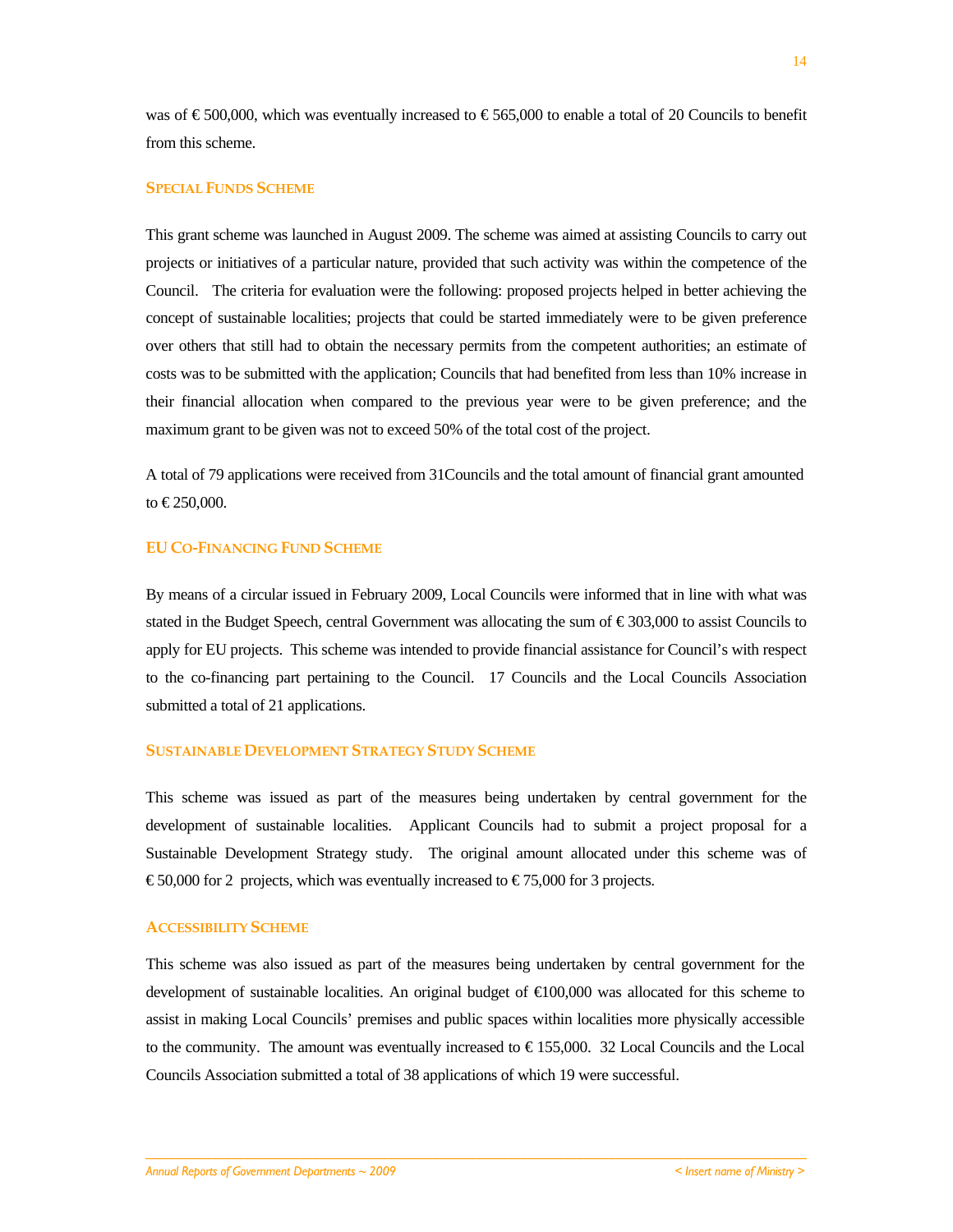was of € 500,000, which was eventually increased to € 565,000 to enable a total of 20 Councils to benefit from this scheme.

### SPECIAL FUNDS SCHEME

This grant scheme was launched in August 2009. The scheme was aimed at assisting Councils to carry out projects or initiatives of a particular nature, provided that such activity was within the competence of the Council. The criteria for evaluation were the following: proposed projects helped in better achieving the concept of sustainable localities; projects that could be started immediately were to be given preference over others that still had to obtain the necessary permits from the competent authorities; an estimate of costs was to be submitted with the application; Councils that had benefited from less than 10% increase in their financial allocation when compared to the previous year were to be given preference; and the maximum grant to be given was not to exceed 50% of the total cost of the project.

A total of 79 applications were received from 31Councils and the total amount of financial grant amounted to € 250,000.

### EU CO-FINANCING FUND SCHEME

By means of a circular issued in February 2009, Local Councils were informed that in line with what was stated in the Budget Speech, central Government was allocating the sum of € 303,000 to assist Councils to apply for EU projects. This scheme was intended to provide financial assistance for Council's with respect to the co-financing part pertaining to the Council. 17 Councils and the Local Councils Association submitted a total of 21 applications.

### SUSTAINABLE DEVELOPMENT STRATEGY STUDY SCHEME

This scheme was issued as part of the measures being undertaken by central government for the development of sustainable localities. Applicant Councils had to submit a project proposal for a Sustainable Development Strategy study. The original amount allocated under this scheme was of € 50,000 for 2 projects, which was eventually increased to € 75,000 for 3 projects.

### ACCESSIBILITY SCHEME

This scheme was also issued as part of the measures being undertaken by central government for the development of sustainable localities. An original budget of €100,000 was allocated for this scheme to assist in making Local Councils' premises and public spaces within localities more physically accessible to the community. The amount was eventually increased to € 155,000. 32 Local Councils and the Local Councils Association submitted a total of 38 applications of which 19 were successful.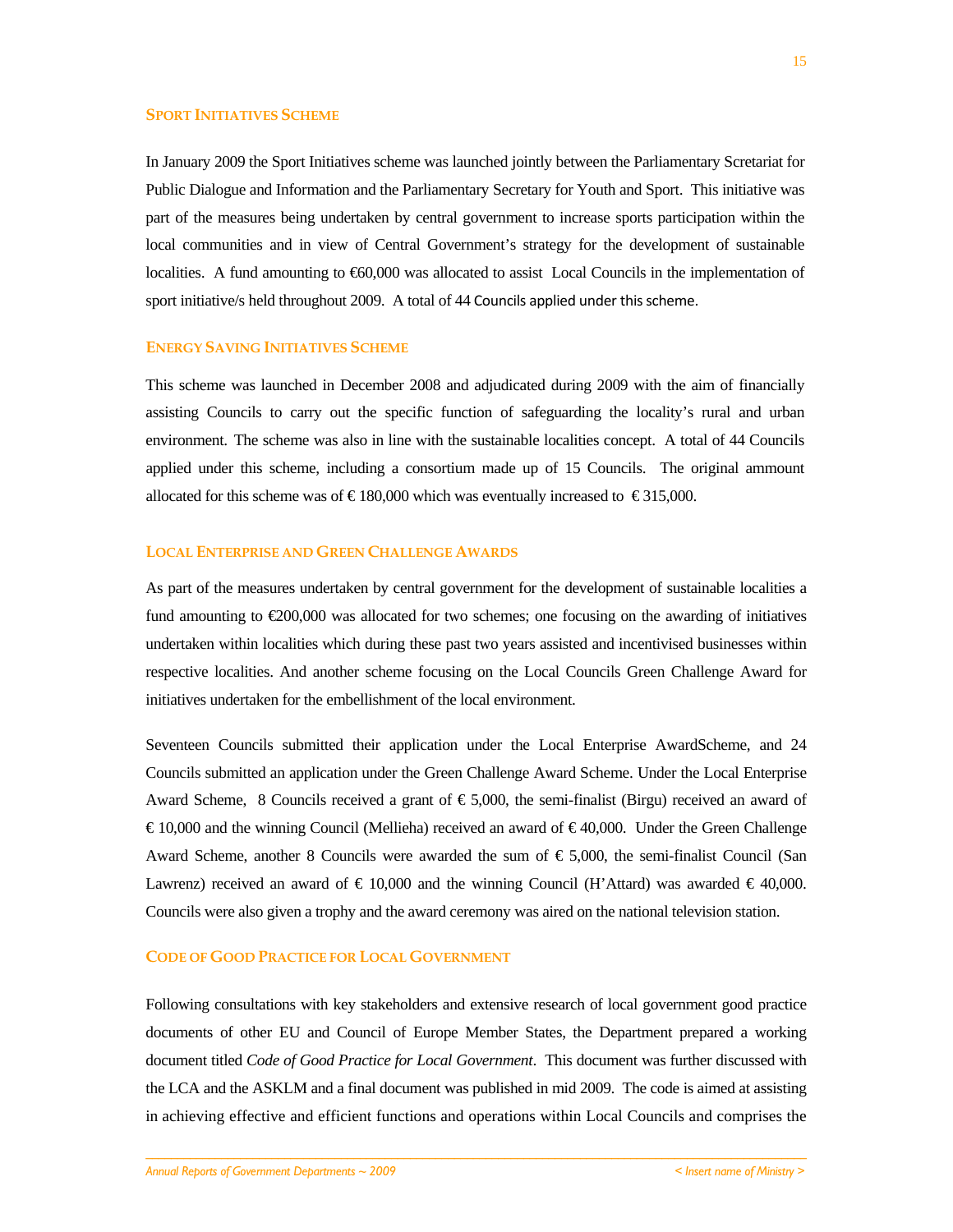## Sport Initiatives Scheme

In January 2009 the Sport Initiatives scheme was launched jointly between the Parliamentary Scretariat for Public Dialogue and Information and the Parliamentary Secretary for Youth and Sport. This initiative was part of the measures being undertaken by central government to increase sports participation within the local communities and in view of Central Government's strategy for the development of sustainable localities. A fund amounting to €60,000 was allocated to assist Local Councils in the implementation of sport initiative/s held throughout 2009. A total of 44 Councils applied under this scheme.

## Energy Saving Initiatives Scheme

This scheme was launched in December 2008 and adjudicated during 2009 with the aim of financially assisting Councils to carry out the specific function of safeguarding the locality's rural and urban environment. The scheme was also in line with the sustainable localities concept. A total of 44 Councils applied under this scheme, including a consortium made up of 15 Councils. The original ammount allocated for this scheme was of € 180,000 which was eventually increased to € 315,000.

## Local Enterprise and Green Challenge Awards

As part of the measures undertaken by central government for the development of sustainable localities a fund amounting to €200,000 was allocated for two schemes; one focusing on the awarding of initiatives undertaken within localities which during these past two years assisted and incentivised businesses within respective localities. And another scheme focusing on the Local Councils Green Challenge Award for initiatives undertaken for the embellishment of the local environment.

Seventeen Councils submitted their application under the Local Enterprise AwardScheme, and 24 Councils submitted an application under the Green Challenge Award Scheme. Under the Local Enterprise Award Scheme, 8 Councils received a grant of € 5,000, the semi-finalist (Birgu) received an award of € 10,000 and the winning Council (Mellieha) received an award of € 40,000. Under the Green Challenge Award Scheme, another 8 Councils were awarded the sum of € 5,000, the semi-finalist Council (San Lawrenz) received an award of € 10,000 and the winning Council (H'Attard) was awarded € 40,000. Councils were also given a trophy and the award ceremony was aired on the national television station.

## Code of Good Practice for Local Government

Following consultations with key stakeholders and extensive research of local government good practice documents of other EU and Council of Europe Member States, the Department prepared a working document titled *Code of Good Practice for Local Government*. This document was further discussed with the LCA and the ASKLM and a final document was published in mid 2009. The code is aimed at assisting in achieving effective and efficient functions and operations within Local Councils and comprises the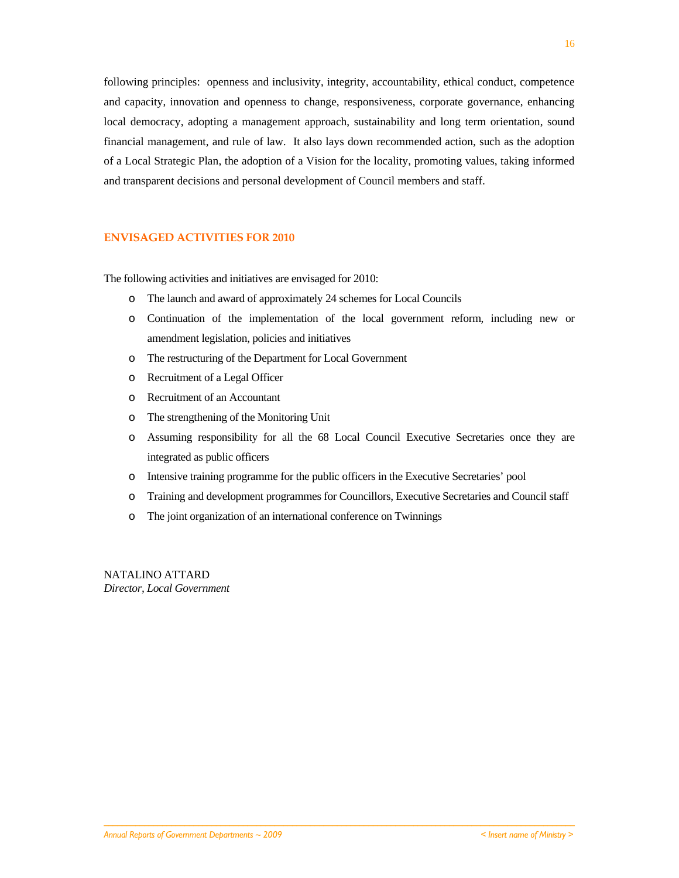following principles: openness and inclusivity, integrity, accountability, ethical conduct, competence and capacity, innovation and openness to change, responsiveness, corporate governance, enhancing local democracy, adopting a management approach, sustainability and long term orientation, sound financial management, and rule of law. It also lays down recommended action, such as the adoption of a Local Strategic Plan, the adoption of a Vision for the locality, promoting values, taking informed and transparent decisions and personal development of Council members and staff.

## ENVISAGED ACTIVITIES FOR 2010

The following activities and initiatives are envisaged for 2010:

- The launch and award of approximately 24 schemes for Local Councils
- Continuation of the implementation of the local government reform, including new or amendment legislation, policies and initiatives
- The restructuring of the Department for Local Government
- Recruitment of a Legal Officer
- Recruitment of an Accountant
- The strengthening of the Monitoring Unit
- Assuming responsibility for all the 68 Local Council Executive Secretaries once they are integrated as public officers
- Intensive training programme for the public officers in the Executive Secretaries' pool
- Training and development programmes for Councillors, Executive Secretaries and Council staff
- The joint organization of an international conference on Twinnings

NATALINO ATTARD
*Director, Local Government*